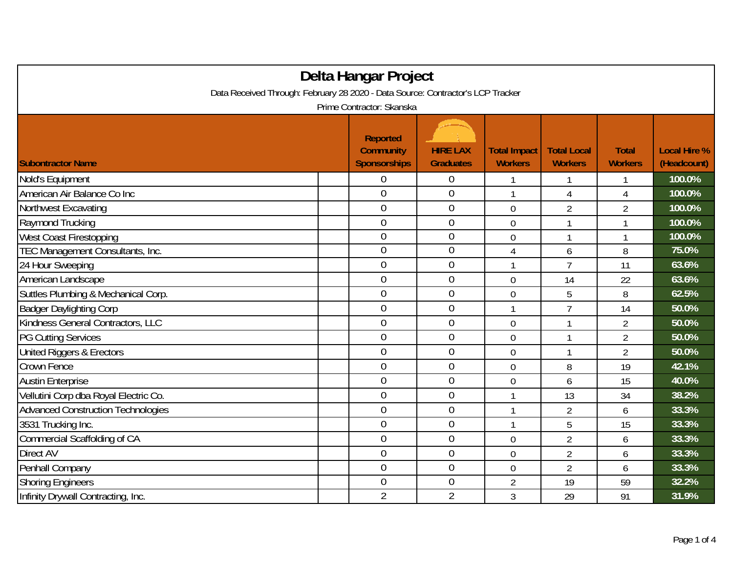# Delta Hangar Project

Data Received Through: February 28 2020 - Data Source: Contractor's LCP Tracker

Prime Contractor: Skanska

| Subontractor Name | | Reported Community Sponsorships | HIRE LAX Graduates | Total Impact Workers | Total Local Workers | Total Workers | Local Hire % (Headcount) |
|---|---|---|---|---|---|---|---|
| Nold's Equipment | | 0 | 0 | 1 | 1 | 1 | 100.0% |
| American Air Balance Co Inc | | 0 | 0 | 1 | 4 | 4 | 100.0% |
| Northwest Excavating | | 0 | 0 | 0 | 2 | 2 | 100.0% |
| Raymond Trucking | | 0 | 0 | 0 | 1 | 1 | 100.0% |
| West Coast Firestopping | | 0 | 0 | 0 | 1 | 1 | 100.0% |
| TEC Management Consultants, Inc. | | 0 | 0 | 4 | 6 | 8 | 75.0% |
| 24 Hour Sweeping | | 0 | 0 | 1 | 7 | 11 | 63.6% |
| American Landscape | | 0 | 0 | 0 | 14 | 22 | 63.6% |
| Suttles Plumbing & Mechanical Corp. | | 0 | 0 | 0 | 5 | 8 | 62.5% |
| Badger Daylighting Corp | | 0 | 0 | 1 | 7 | 14 | 50.0% |
| Kindness General Contractors, LLC | | 0 | 0 | 0 | 1 | 2 | 50.0% |
| PG Cutting Services | | 0 | 0 | 0 | 1 | 2 | 50.0% |
| United Riggers & Erectors | | 0 | 0 | 0 | 1 | 2 | 50.0% |
| Crown Fence | | 0 | 0 | 0 | 8 | 19 | 42.1% |
| Austin Enterprise | | 0 | 0 | 0 | 6 | 15 | 40.0% |
| Vellutini Corp dba Royal Electric Co. | | 0 | 0 | 1 | 13 | 34 | 38.2% |
| Advanced Construction Technologies | | 0 | 0 | 1 | 2 | 6 | 33.3% |
| 3531 Trucking Inc. | | 0 | 0 | 1 | 5 | 15 | 33.3% |
| Commercial Scaffolding of CA | | 0 | 0 | 0 | 2 | 6 | 33.3% |
| Direct AV | | 0 | 0 | 0 | 2 | 6 | 33.3% |
| Penhall Company | | 0 | 0 | 0 | 2 | 6 | 33.3% |
| Shoring Engineers | | 0 | 0 | 2 | 19 | 59 | 32.2% |
| Infinity Drywall Contracting, Inc. | | 2 | 2 | 3 | 29 | 91 | 31.9% |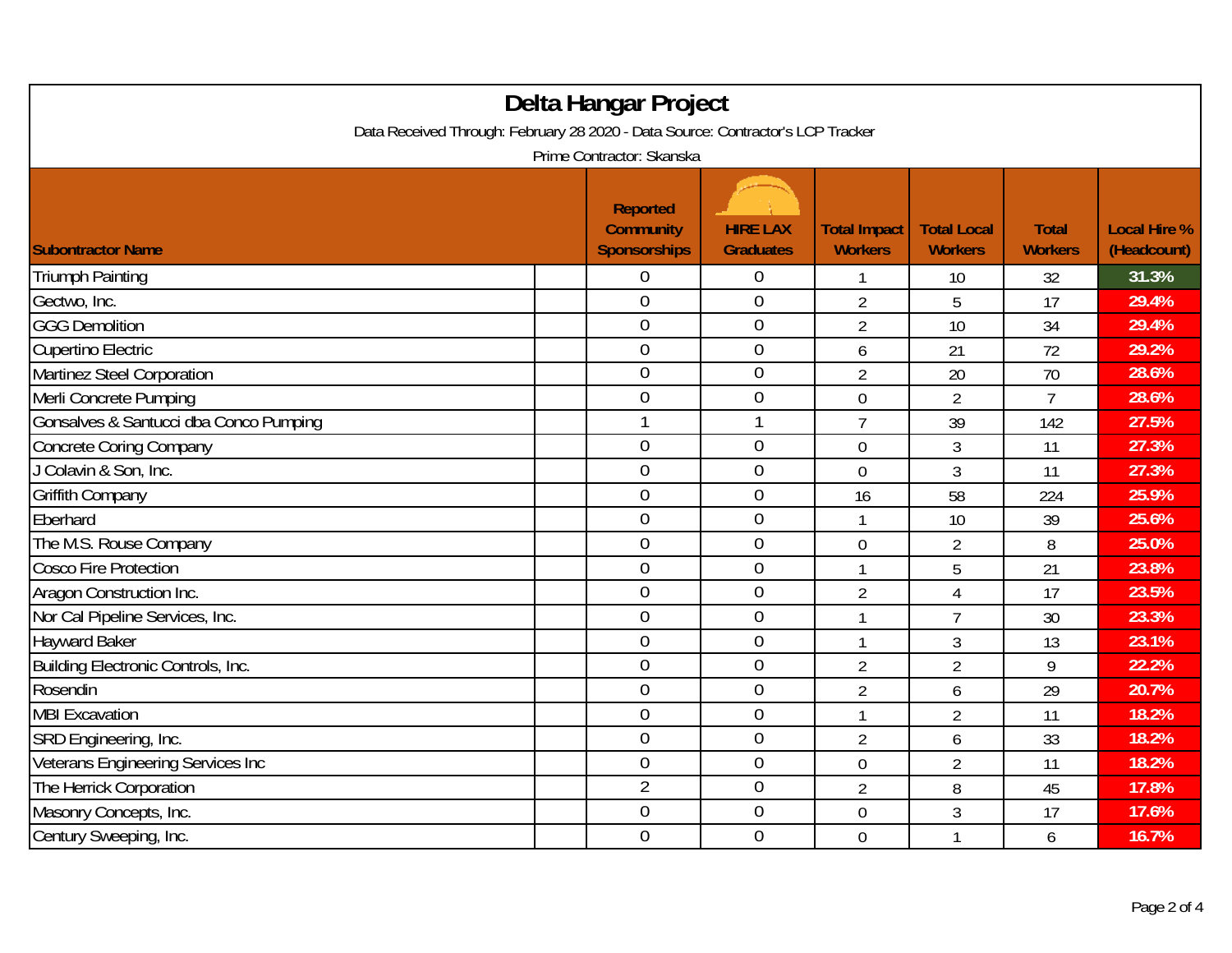# Delta Hangar Project

Data Received Through: February 28 2020 - Data Source: Contractor's LCP Tracker

Prime Contractor: Skanska

| Subontractor Name | Reported Community Sponsorships | HIRE LAX Graduates | Total Impact Workers | Total Local Workers | Total Workers | Local Hire % (Headcount) |
|---|---|---|---|---|---|---|
| Triumph Painting | 0 | 0 | 1 | 10 | 32 | 31.3% |
| Gectwo, Inc. | 0 | 0 | 2 | 5 | 17 | 29.4% |
| GGG Demolition | 0 | 0 | 2 | 10 | 34 | 29.4% |
| Cupertino Electric | 0 | 0 | 6 | 21 | 72 | 29.2% |
| Martinez Steel Corporation | 0 | 0 | 2 | 20 | 70 | 28.6% |
| Merli Concrete Pumping | 0 | 0 | 0 | 2 | 7 | 28.6% |
| Gonsalves & Santucci dba Conco Pumping | 1 | 1 | 7 | 39 | 142 | 27.5% |
| Concrete Coring Company | 0 | 0 | 0 | 3 | 11 | 27.3% |
| J Colavin & Son, Inc. | 0 | 0 | 0 | 3 | 11 | 27.3% |
| Griffith Company | 0 | 0 | 16 | 58 | 224 | 25.9% |
| Eberhard | 0 | 0 | 1 | 10 | 39 | 25.6% |
| The M.S. Rouse Company | 0 | 0 | 0 | 2 | 8 | 25.0% |
| Cosco Fire Protection | 0 | 0 | 1 | 5 | 21 | 23.8% |
| Aragon Construction Inc. | 0 | 0 | 2 | 4 | 17 | 23.5% |
| Nor Cal Pipeline Services, Inc. | 0 | 0 | 1 | 7 | 30 | 23.3% |
| Hayward Baker | 0 | 0 | 1 | 3 | 13 | 23.1% |
| Building Electronic Controls, Inc. | 0 | 0 | 2 | 2 | 9 | 22.2% |
| Rosendin | 0 | 0 | 2 | 6 | 29 | 20.7% |
| MBI Excavation | 0 | 0 | 1 | 2 | 11 | 18.2% |
| SRD Engineering, Inc. | 0 | 0 | 2 | 6 | 33 | 18.2% |
| Veterans Engineering Services Inc | 0 | 0 | 0 | 2 | 11 | 18.2% |
| The Herrick Corporation | 2 | 0 | 2 | 8 | 45 | 17.8% |
| Masonry Concepts, Inc. | 0 | 0 | 0 | 3 | 17 | 17.6% |
| Century Sweeping, Inc. | 0 | 0 | 0 | 1 | 6 | 16.7% |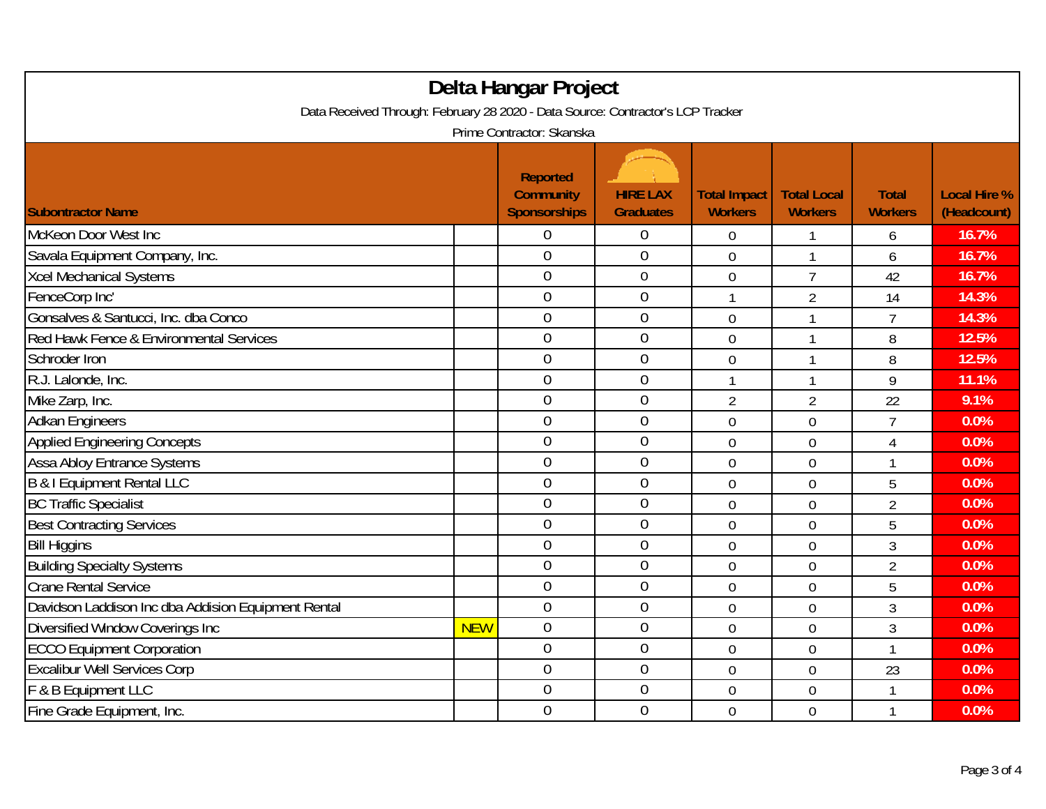# Delta Hangar Project

Data Received Through: February 28 2020 - Data Source: Contractor's LCP Tracker

Prime Contractor: Skanska

| Subontractor Name | | Reported Community Sponsorships | HIRE LAX Graduates | Total Impact Workers | Total Local Workers | Total Workers | Local Hire % (Headcount) |
|---|---|---|---|---|---|---|---|
| McKeon Door West Inc | | 0 | 0 | 0 | 1 | 6 | 16.7% |
| Savala Equipment Company, Inc. | | 0 | 0 | 0 | 1 | 6 | 16.7% |
| Xcel Mechanical Systems | | 0 | 0 | 0 | 7 | 42 | 16.7% |
| FenceCorp Inc' | | 0 | 0 | 1 | 2 | 14 | 14.3% |
| Gonsalves & Santucci, Inc. dba Conco | | 0 | 0 | 0 | 1 | 7 | 14.3% |
| Red Hawk Fence & Environmental Services | | 0 | 0 | 0 | 1 | 8 | 12.5% |
| Schroder Iron | | 0 | 0 | 0 | 1 | 8 | 12.5% |
| R.J. Lalonde, Inc. | | 0 | 0 | 1 | 1 | 9 | 11.1% |
| Mike Zarp, Inc. | | 0 | 0 | 2 | 2 | 22 | 9.1% |
| Adkan Engineers | | 0 | 0 | 0 | 0 | 7 | 0.0% |
| Applied Engineering Concepts | | 0 | 0 | 0 | 0 | 4 | 0.0% |
| Assa Abloy Entrance Systems | | 0 | 0 | 0 | 0 | 1 | 0.0% |
| B & I Equipment Rental LLC | | 0 | 0 | 0 | 0 | 5 | 0.0% |
| BC Traffic Specialist | | 0 | 0 | 0 | 0 | 2 | 0.0% |
| Best Contracting Services | | 0 | 0 | 0 | 0 | 5 | 0.0% |
| Bill Higgins | | 0 | 0 | 0 | 0 | 3 | 0.0% |
| Building Specialty Systems | | 0 | 0 | 0 | 0 | 2 | 0.0% |
| Crane Rental Service | | 0 | 0 | 0 | 0 | 5 | 0.0% |
| Davidson Laddison Inc dba Addision Equipment Rental | | 0 | 0 | 0 | 0 | 3 | 0.0% |
| Diversified Window Coverings Inc | NEW | 0 | 0 | 0 | 0 | 3 | 0.0% |
| ECCO Equipment Corporation | | 0 | 0 | 0 | 0 | 1 | 0.0% |
| Excalibur Well Services Corp | | 0 | 0 | 0 | 0 | 23 | 0.0% |
| F & B Equipment LLC | | 0 | 0 | 0 | 0 | 1 | 0.0% |
| Fine Grade Equipment, Inc. | | 0 | 0 | 0 | 0 | 1 | 0.0% |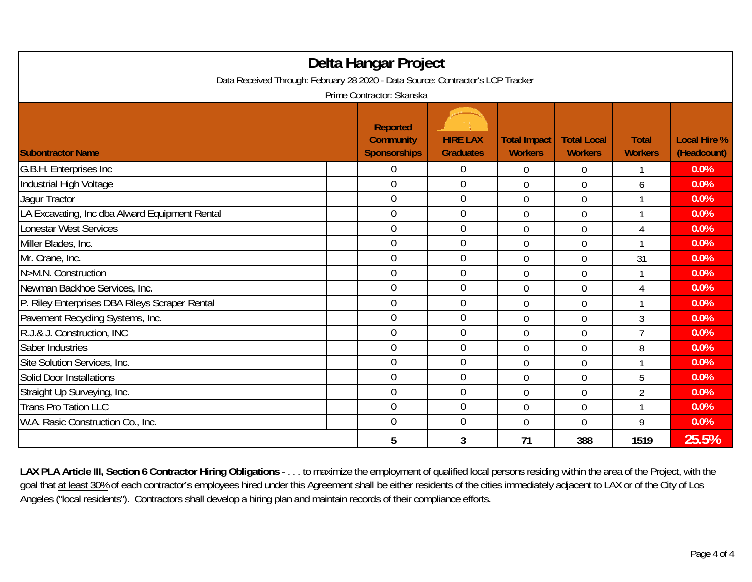# Delta Hangar Project

Data Received Through: February 28 2020 - Data Source: Contractor's LCP Tracker

Prime Contractor: Skanska

| Subontractor Name | Reported Community Sponsorships | HIRE LAX Graduates | Total Impact Workers | Total Local Workers | Total Workers | Local Hire % (Headcount) |
|---|---|---|---|---|---|---|
| G.B.H. Enterprises Inc | 0 | 0 | 0 | 0 | 1 | 0.0% |
| Industrial High Voltage | 0 | 0 | 0 | 0 | 6 | 0.0% |
| Jagur Tractor | 0 | 0 | 0 | 0 | 1 | 0.0% |
| LA Excavating, Inc dba Alward Equipment Rental | 0 | 0 | 0 | 0 | 1 | 0.0% |
| Lonestar West Services | 0 | 0 | 0 | 0 | 4 | 0.0% |
| Miller Blades, Inc. | 0 | 0 | 0 | 0 | 1 | 0.0% |
| Mr. Crane, Inc. | 0 | 0 | 0 | 0 | 31 | 0.0% |
| N>M.N. Construction | 0 | 0 | 0 | 0 | 1 | 0.0% |
| Newman Backhoe Services, Inc. | 0 | 0 | 0 | 0 | 4 | 0.0% |
| P. Riley Enterprises DBA Rileys Scraper Rental | 0 | 0 | 0 | 0 | 1 | 0.0% |
| Pavement Recycling Systems, Inc. | 0 | 0 | 0 | 0 | 3 | 0.0% |
| R.J.& J. Construction, INC | 0 | 0 | 0 | 0 | 7 | 0.0% |
| Saber Industries | 0 | 0 | 0 | 0 | 8 | 0.0% |
| Site Solution Services, Inc. | 0 | 0 | 0 | 0 | 1 | 0.0% |
| Solid Door Installations | 0 | 0 | 0 | 0 | 5 | 0.0% |
| Straight Up Surveying, Inc. | 0 | 0 | 0 | 0 | 2 | 0.0% |
| Trans Pro Tation LLC | 0 | 0 | 0 | 0 | 1 | 0.0% |
| W.A. Rasic Construction Co., Inc. | 0 | 0 | 0 | 0 | 9 | 0.0% |
| | 5 | 3 | 71 | 388 | 1519 | 25.5% |

**LAX PLA Article III, Section 6 Contractor Hiring Obligations** - . . . to maximize the employment of qualified local persons residing within the area of the Project, with the goal that at least 30% of each contractor's employees hired under this Agreement shall be either residents of the cities immediately adjacent to LAX or of the City of Los Angeles ("local residents"). Contractors shall develop a hiring plan and maintain records of their compliance efforts.